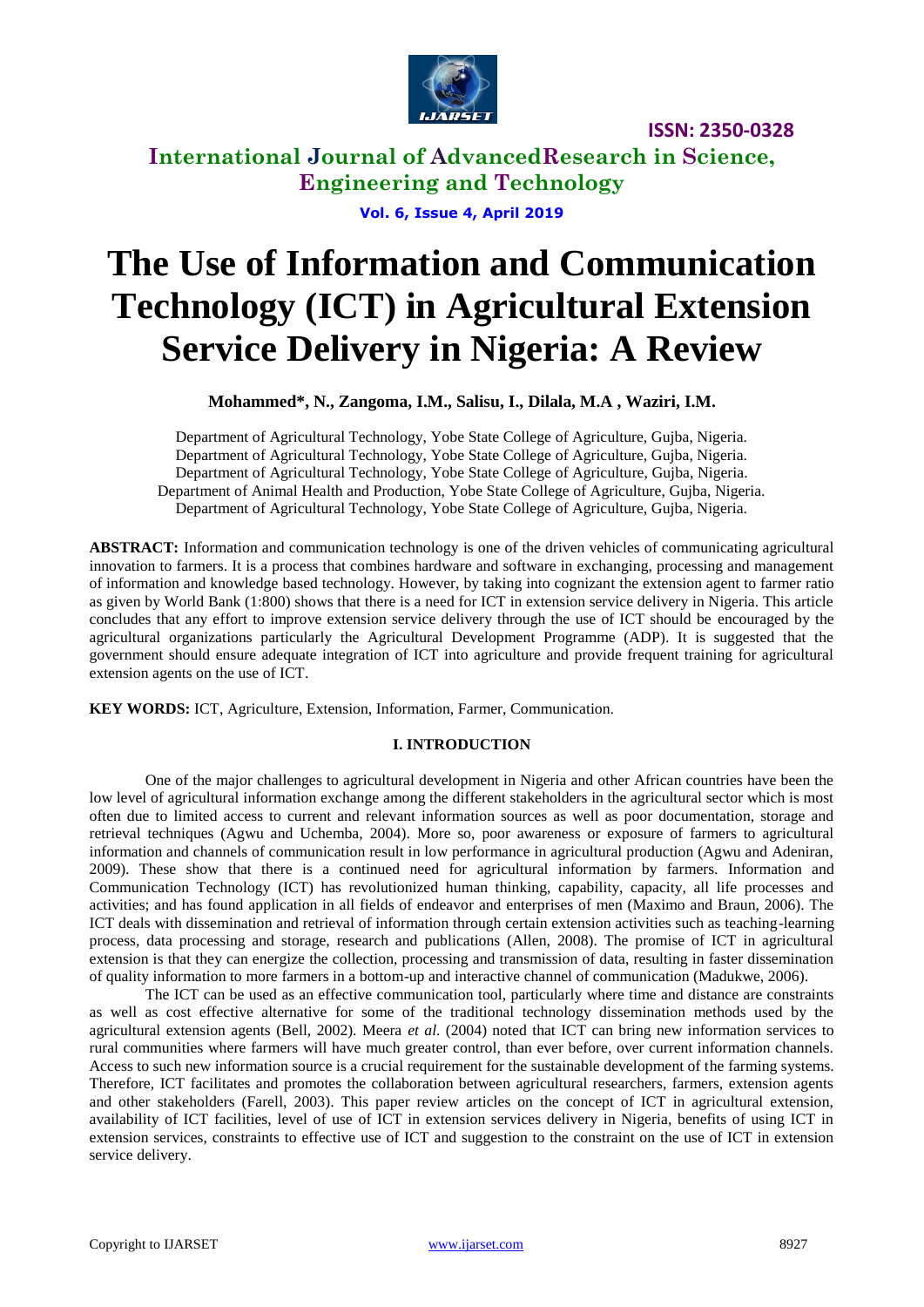# The Use of Information and Communication Technology (ICT) in Agricultural Extension Service Delivery in Nigeria: A Review

**Mohammed*, N., Zangoma, I.M., Salisu, I., Dilala, M.A , Waziri, I.M.**

Department of Agricultural Technology, Yobe State College of Agriculture, Gujba, Nigeria.
Department of Agricultural Technology, Yobe State College of Agriculture, Gujba, Nigeria.
Department of Agricultural Technology, Yobe State College of Agriculture, Gujba, Nigeria.
Department of Animal Health and Production, Yobe State College of Agriculture, Gujba, Nigeria.
Department of Agricultural Technology, Yobe State College of Agriculture, Gujba, Nigeria.

**ABSTRACT:** Information and communication technology is one of the driven vehicles of communicating agricultural innovation to farmers. It is a process that combines hardware and software in exchanging, processing and management of information and knowledge based technology. However, by taking into cognizant the extension agent to farmer ratio as given by World Bank (1:800) shows that there is a need for ICT in extension service delivery in Nigeria. This article concludes that any effort to improve extension service delivery through the use of ICT should be encouraged by the agricultural organizations particularly the Agricultural Development Programme (ADP). It is suggested that the government should ensure adequate integration of ICT into agriculture and provide frequent training for agricultural extension agents on the use of ICT.

**KEY WORDS:** ICT, Agriculture, Extension, Information, Farmer, Communication.

## I. INTRODUCTION

One of the major challenges to agricultural development in Nigeria and other African countries have been the low level of agricultural information exchange among the different stakeholders in the agricultural sector which is most often due to limited access to current and relevant information sources as well as poor documentation, storage and retrieval techniques (Agwu and Uchemba, 2004). More so, poor awareness or exposure of farmers to agricultural information and channels of communication result in low performance in agricultural production (Agwu and Adeniran, 2009). These show that there is a continued need for agricultural information by farmers. Information and Communication Technology (ICT) has revolutionized human thinking, capability, capacity, all life processes and activities; and has found application in all fields of endeavor and enterprises of men (Maximo and Braun, 2006). The ICT deals with dissemination and retrieval of information through certain extension activities such as teaching-learning process, data processing and storage, research and publications (Allen, 2008). The promise of ICT in agricultural extension is that they can energize the collection, processing and transmission of data, resulting in faster dissemination of quality information to more farmers in a bottom-up and interactive channel of communication (Madukwe, 2006).

The ICT can be used as an effective communication tool, particularly where time and distance are constraints as well as cost effective alternative for some of the traditional technology dissemination methods used by the agricultural extension agents (Bell, 2002). Meera *et al.* (2004) noted that ICT can bring new information services to rural communities where farmers will have much greater control, than ever before, over current information channels. Access to such new information source is a crucial requirement for the sustainable development of the farming systems. Therefore, ICT facilitates and promotes the collaboration between agricultural researchers, farmers, extension agents and other stakeholders (Farell, 2003). This paper review articles on the concept of ICT in agricultural extension, availability of ICT facilities, level of use of ICT in extension services delivery in Nigeria, benefits of using ICT in extension services, constraints to effective use of ICT and suggestion to the constraint on the use of ICT in extension service delivery.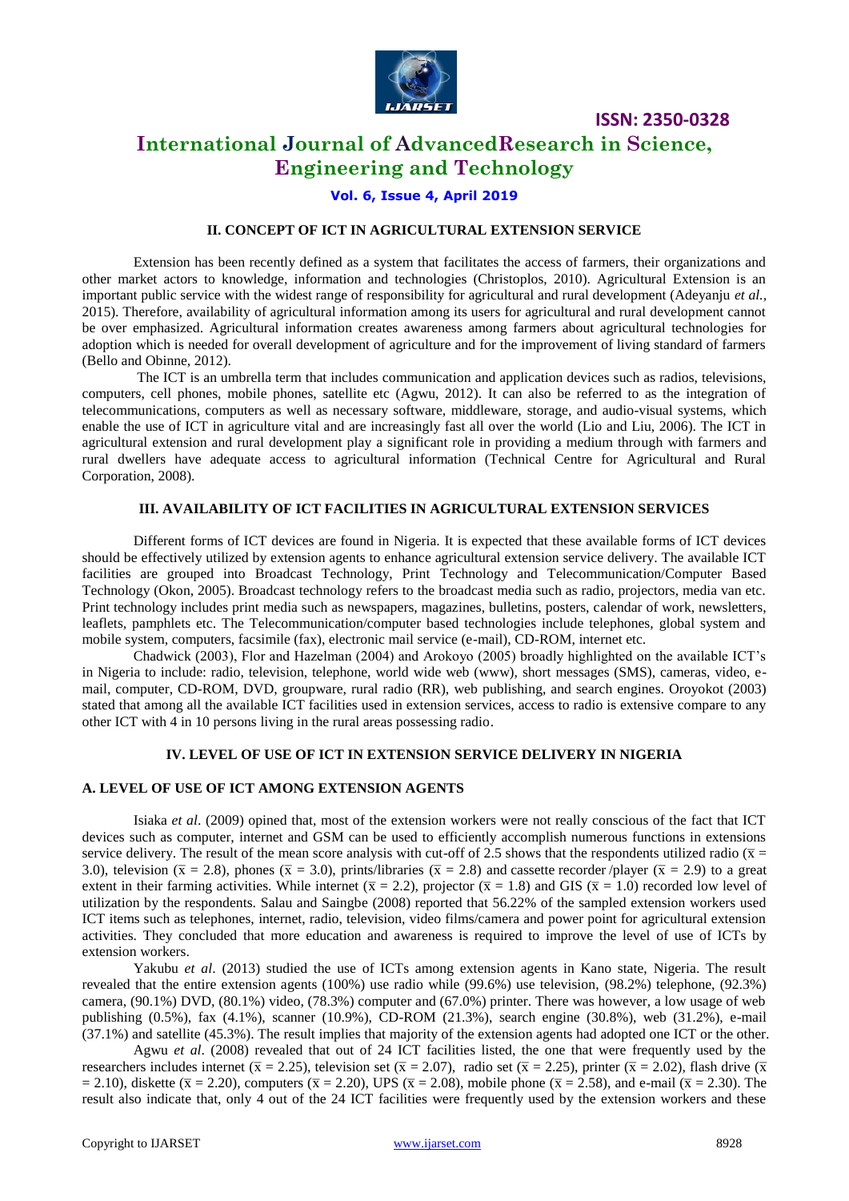## II. CONCEPT OF ICT IN AGRICULTURAL EXTENSION SERVICE

Extension has been recently defined as a system that facilitates the access of farmers, their organizations and other market actors to knowledge, information and technologies (Christoplos, 2010). Agricultural Extension is an important public service with the widest range of responsibility for agricultural and rural development (Adeyanju *et al.,* 2015). Therefore, availability of agricultural information among its users for agricultural and rural development cannot be over emphasized. Agricultural information creates awareness among farmers about agricultural technologies for adoption which is needed for overall development of agriculture and for the improvement of living standard of farmers (Bello and Obinne, 2012).

The ICT is an umbrella term that includes communication and application devices such as radios, televisions, computers, cell phones, mobile phones, satellite etc (Agwu, 2012). It can also be referred to as the integration of telecommunications, computers as well as necessary software, middleware, storage, and audio-visual systems, which enable the use of ICT in agriculture vital and are increasingly fast all over the world (Lio and Liu, 2006). The ICT in agricultural extension and rural development play a significant role in providing a medium through with farmers and rural dwellers have adequate access to agricultural information (Technical Centre for Agricultural and Rural Corporation, 2008).

## III. AVAILABILITY OF ICT FACILITIES IN AGRICULTURAL EXTENSION SERVICES

Different forms of ICT devices are found in Nigeria. It is expected that these available forms of ICT devices should be effectively utilized by extension agents to enhance agricultural extension service delivery. The available ICT facilities are grouped into Broadcast Technology, Print Technology and Telecommunication/Computer Based Technology (Okon, 2005). Broadcast technology refers to the broadcast media such as radio, projectors, media van etc. Print technology includes print media such as newspapers, magazines, bulletins, posters, calendar of work, newsletters, leaflets, pamphlets etc. The Telecommunication/computer based technologies include telephones, global system and mobile system, computers, facsimile (fax), electronic mail service (e-mail), CD-ROM, internet etc.

Chadwick (2003), Flor and Hazelman (2004) and Arokoyo (2005) broadly highlighted on the available ICT's in Nigeria to include: radio, television, telephone, world wide web (www), short messages (SMS), cameras, video, e-mail, computer, CD-ROM, DVD, groupware, rural radio (RR), web publishing, and search engines. Oroyokot (2003) stated that among all the available ICT facilities used in extension services, access to radio is extensive compare to any other ICT with 4 in 10 persons living in the rural areas possessing radio.

## IV. LEVEL OF USE OF ICT IN EXTENSION SERVICE DELIVERY IN NIGERIA

### A. LEVEL OF USE OF ICT AMONG EXTENSION AGENTS

Isiaka *et al*. (2009) opined that, most of the extension workers were not really conscious of the fact that ICT devices such as computer, internet and GSM can be used to efficiently accomplish numerous functions in extensions service delivery. The result of the mean score analysis with cut-off of 2.5 shows that the respondents utilized radio ($\bar{x}$ = 3.0), television ($\bar{x}$ = 2.8), phones ($\bar{x}$ = 3.0), prints/libraries ($\bar{x}$ = 2.8) and cassette recorder /player ($\bar{x}$ = 2.9) to a great extent in their farming activities. While internet ($\bar{x}$ = 2.2), projector ($\bar{x}$ = 1.8) and GIS ($\bar{x}$ = 1.0) recorded low level of utilization by the respondents. Salau and Saingbe (2008) reported that 56.22% of the sampled extension workers used ICT items such as telephones, internet, radio, television, video films/camera and power point for agricultural extension activities. They concluded that more education and awareness is required to improve the level of use of ICTs by extension workers.

Yakubu *et al*. (2013) studied the use of ICTs among extension agents in Kano state, Nigeria. The result revealed that the entire extension agents (100%) use radio while (99.6%) use television, (98.2%) telephone, (92.3%) camera, (90.1%) DVD, (80.1%) video, (78.3%) computer and (67.0%) printer. There was however, a low usage of web publishing (0.5%), fax (4.1%), scanner (10.9%), CD-ROM (21.3%), search engine (30.8%), web (31.2%), e-mail (37.1%) and satellite (45.3%). The result implies that majority of the extension agents had adopted one ICT or the other.

Agwu *et al*. (2008) revealed that out of 24 ICT facilities listed, the one that were frequently used by the researchers includes internet ($\bar{x}$ = 2.25), television set ($\bar{x}$ = 2.07), radio set ($\bar{x}$ = 2.25), printer ($\bar{x}$ = 2.02), flash drive ($\bar{x}$ = 2.10), diskette ($\bar{x}$ = 2.20), computers ($\bar{x}$ = 2.20), UPS ($\bar{x}$ = 2.08), mobile phone ($\bar{x}$ = 2.58), and e-mail ($\bar{x}$ = 2.30). The result also indicate that, only 4 out of the 24 ICT facilities were frequently used by the extension workers and these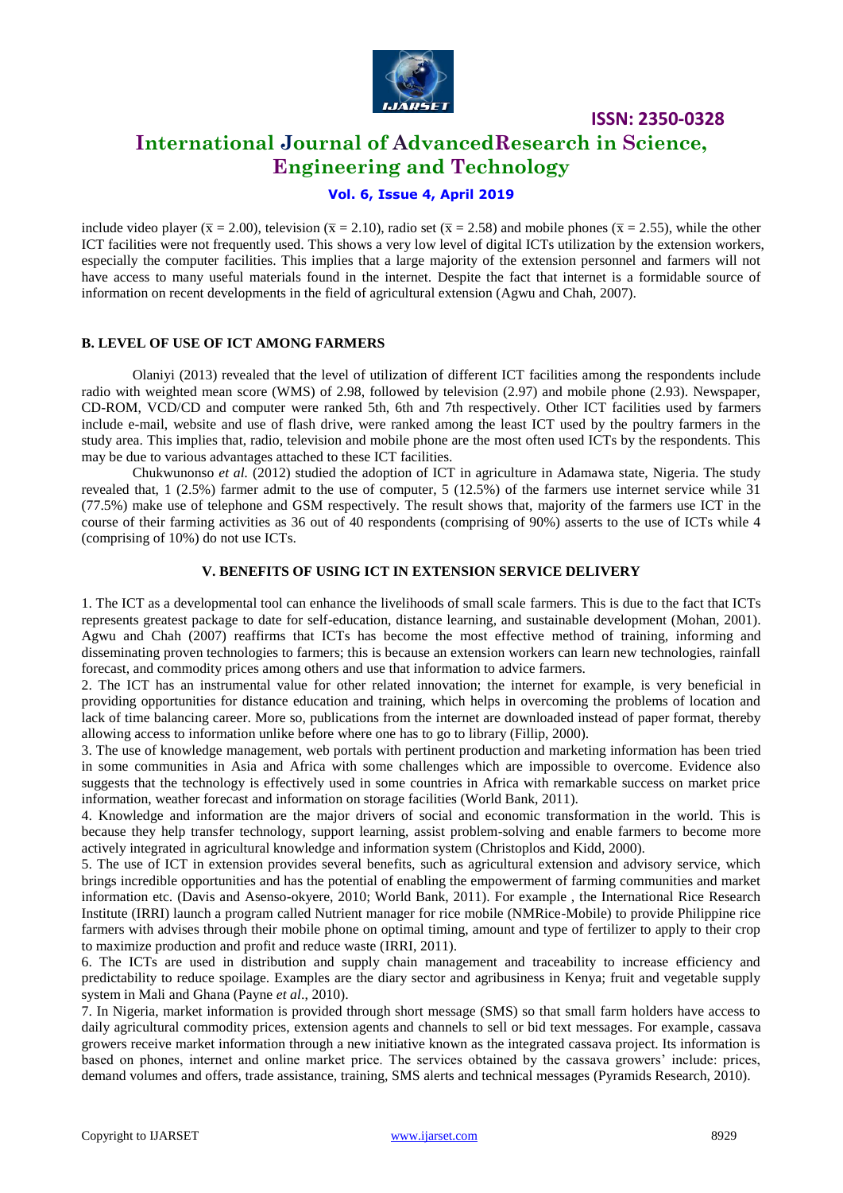include video player ($\bar{x}$ = 2.00), television ($\bar{x}$ = 2.10), radio set ($\bar{x}$ = 2.58) and mobile phones ($\bar{x}$ = 2.55), while the other ICT facilities were not frequently used. This shows a very low level of digital ICTs utilization by the extension workers, especially the computer facilities. This implies that a large majority of the extension personnel and farmers will not have access to many useful materials found in the internet. Despite the fact that internet is a formidable source of information on recent developments in the field of agricultural extension (Agwu and Chah, 2007).

### B. LEVEL OF USE OF ICT AMONG FARMERS

Olaniyi (2013) revealed that the level of utilization of different ICT facilities among the respondents include radio with weighted mean score (WMS) of 2.98, followed by television (2.97) and mobile phone (2.93). Newspaper, CD-ROM, VCD/CD and computer were ranked 5th, 6th and 7th respectively. Other ICT facilities used by farmers include e-mail, website and use of flash drive, were ranked among the least ICT used by the poultry farmers in the study area. This implies that, radio, television and mobile phone are the most often used ICTs by the respondents. This may be due to various advantages attached to these ICT facilities.

Chukwunonso *et al.* (2012) studied the adoption of ICT in agriculture in Adamawa state, Nigeria. The study revealed that, 1 (2.5%) farmer admit to the use of computer, 5 (12.5%) of the farmers use internet service while 31 (77.5%) make use of telephone and GSM respectively. The result shows that, majority of the farmers use ICT in the course of their farming activities as 36 out of 40 respondents (comprising of 90%) asserts to the use of ICTs while 4 (comprising of 10%) do not use ICTs.

## V. BENEFITS OF USING ICT IN EXTENSION SERVICE DELIVERY

1. The ICT as a developmental tool can enhance the livelihoods of small scale farmers. This is due to the fact that ICTs represents greatest package to date for self-education, distance learning, and sustainable development (Mohan, 2001). Agwu and Chah (2007) reaffirms that ICTs has become the most effective method of training, informing and disseminating proven technologies to farmers; this is because an extension workers can learn new technologies, rainfall forecast, and commodity prices among others and use that information to advice farmers.
2. The ICT has an instrumental value for other related innovation; the internet for example, is very beneficial in providing opportunities for distance education and training, which helps in overcoming the problems of location and lack of time balancing career. More so, publications from the internet are downloaded instead of paper format, thereby allowing access to information unlike before where one has to go to library (Fillip, 2000).
3. The use of knowledge management, web portals with pertinent production and marketing information has been tried in some communities in Asia and Africa with some challenges which are impossible to overcome. Evidence also suggests that the technology is effectively used in some countries in Africa with remarkable success on market price information, weather forecast and information on storage facilities (World Bank, 2011).
4. Knowledge and information are the major drivers of social and economic transformation in the world. This is because they help transfer technology, support learning, assist problem-solving and enable farmers to become more actively integrated in agricultural knowledge and information system (Christoplos and Kidd, 2000).
5. The use of ICT in extension provides several benefits, such as agricultural extension and advisory service, which brings incredible opportunities and has the potential of enabling the empowerment of farming communities and market information etc. (Davis and Asenso-okyere, 2010; World Bank, 2011). For example , the International Rice Research Institute (IRRI) launch a program called Nutrient manager for rice mobile (NMRice-Mobile) to provide Philippine rice farmers with advises through their mobile phone on optimal timing, amount and type of fertilizer to apply to their crop to maximize production and profit and reduce waste (IRRI, 2011).
6. The ICTs are used in distribution and supply chain management and traceability to increase efficiency and predictability to reduce spoilage. Examples are the diary sector and agribusiness in Kenya; fruit and vegetable supply system in Mali and Ghana (Payne *et al*., 2010).
7. In Nigeria, market information is provided through short message (SMS) so that small farm holders have access to daily agricultural commodity prices, extension agents and channels to sell or bid text messages. For example, cassava growers receive market information through a new initiative known as the integrated cassava project. Its information is based on phones, internet and online market price. The services obtained by the cassava growers' include: prices, demand volumes and offers, trade assistance, training, SMS alerts and technical messages (Pyramids Research, 2010).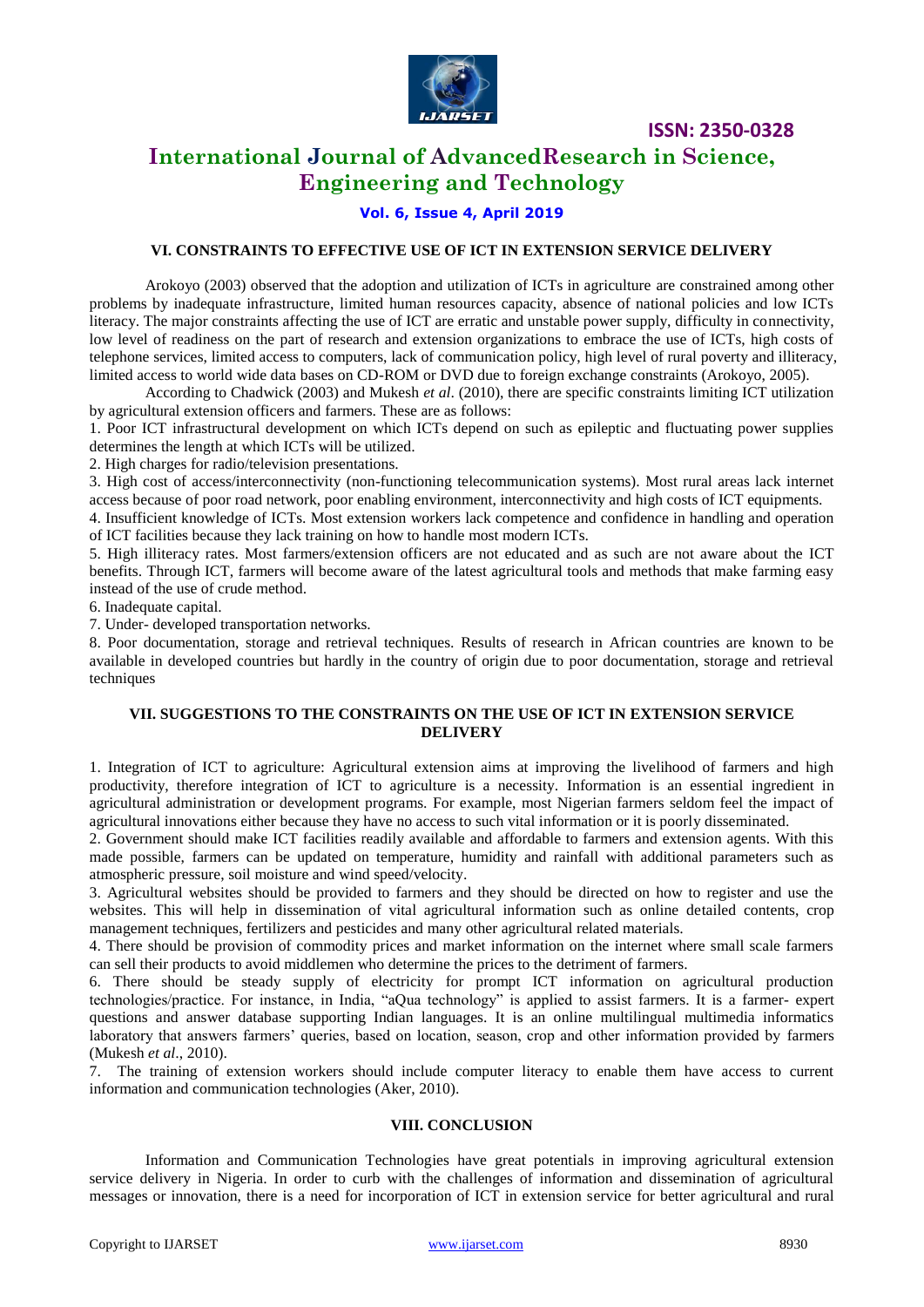## VI. CONSTRAINTS TO EFFECTIVE USE OF ICT IN EXTENSION SERVICE DELIVERY

Arokoyo (2003) observed that the adoption and utilization of ICTs in agriculture are constrained among other problems by inadequate infrastructure, limited human resources capacity, absence of national policies and low ICTs literacy. The major constraints affecting the use of ICT are erratic and unstable power supply, difficulty in connectivity, low level of readiness on the part of research and extension organizations to embrace the use of ICTs, high costs of telephone services, limited access to computers, lack of communication policy, high level of rural poverty and illiteracy, limited access to world wide data bases on CD-ROM or DVD due to foreign exchange constraints (Arokoyo, 2005).

According to Chadwick (2003) and Mukesh *et al*. (2010), there are specific constraints limiting ICT utilization by agricultural extension officers and farmers. These are as follows:

1. Poor ICT infrastructural development on which ICTs depend on such as epileptic and fluctuating power supplies determines the length at which ICTs will be utilized.
2. High charges for radio/television presentations.
3. High cost of access/interconnectivity (non-functioning telecommunication systems). Most rural areas lack internet access because of poor road network, poor enabling environment, interconnectivity and high costs of ICT equipments.
4. Insufficient knowledge of ICTs. Most extension workers lack competence and confidence in handling and operation of ICT facilities because they lack training on how to handle most modern ICTs.
5. High illiteracy rates. Most farmers/extension officers are not educated and as such are not aware about the ICT benefits. Through ICT, farmers will become aware of the latest agricultural tools and methods that make farming easy instead of the use of crude method.
6. Inadequate capital.
7. Under- developed transportation networks.
8. Poor documentation, storage and retrieval techniques. Results of research in African countries are known to be available in developed countries but hardly in the country of origin due to poor documentation, storage and retrieval techniques

## VII. SUGGESTIONS TO THE CONSTRAINTS ON THE USE OF ICT IN EXTENSION SERVICE DELIVERY

1. Integration of ICT to agriculture: Agricultural extension aims at improving the livelihood of farmers and high productivity, therefore integration of ICT to agriculture is a necessity. Information is an essential ingredient in agricultural administration or development programs. For example, most Nigerian farmers seldom feel the impact of agricultural innovations either because they have no access to such vital information or it is poorly disseminated.
2. Government should make ICT facilities readily available and affordable to farmers and extension agents. With this made possible, farmers can be updated on temperature, humidity and rainfall with additional parameters such as atmospheric pressure, soil moisture and wind speed/velocity.
3. Agricultural websites should be provided to farmers and they should be directed on how to register and use the websites. This will help in dissemination of vital agricultural information such as online detailed contents, crop management techniques, fertilizers and pesticides and many other agricultural related materials.
4. There should be provision of commodity prices and market information on the internet where small scale farmers can sell their products to avoid middlemen who determine the prices to the detriment of farmers.
6. There should be steady supply of electricity for prompt ICT information on agricultural production technologies/practice. For instance, in India, "aQua technology" is applied to assist farmers. It is a farmer- expert questions and answer database supporting Indian languages. It is an online multilingual multimedia informatics laboratory that answers farmers' queries, based on location, season, crop and other information provided by farmers (Mukesh *et al*., 2010).
7. The training of extension workers should include computer literacy to enable them have access to current information and communication technologies (Aker, 2010).

## VIII. CONCLUSION

Information and Communication Technologies have great potentials in improving agricultural extension service delivery in Nigeria. In order to curb with the challenges of information and dissemination of agricultural messages or innovation, there is a need for incorporation of ICT in extension service for better agricultural and rural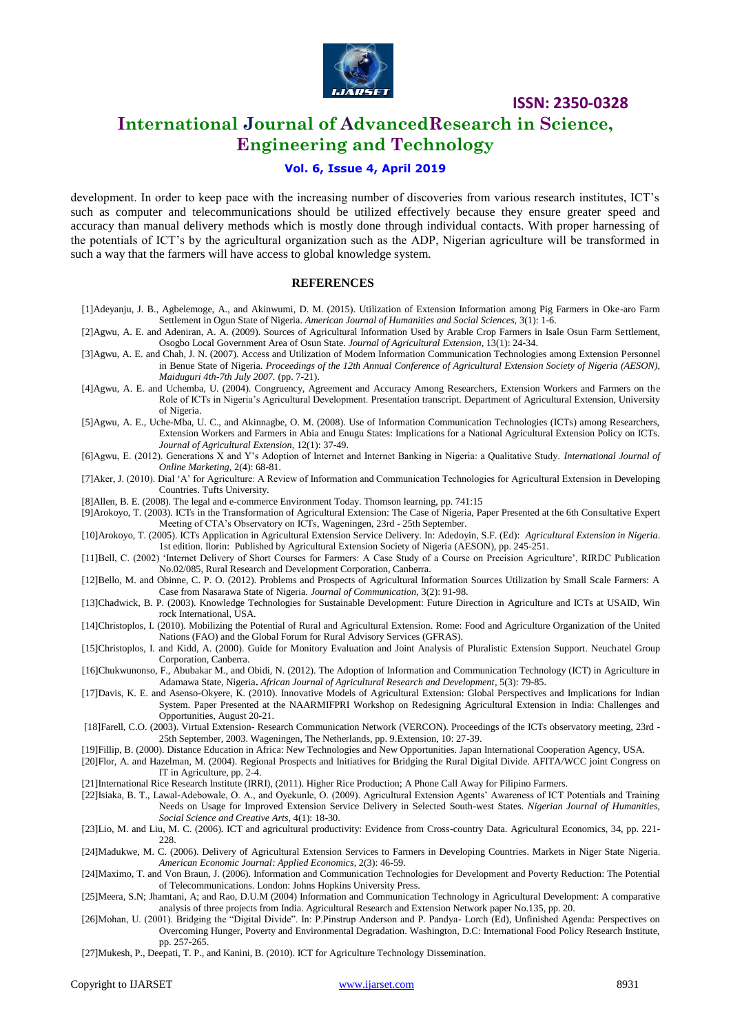development. In order to keep pace with the increasing number of discoveries from various research institutes, ICT's such as computer and telecommunications should be utilized effectively because they ensure greater speed and accuracy than manual delivery methods which is mostly done through individual contacts. With proper harnessing of the potentials of ICT's by the agricultural organization such as the ADP, Nigerian agriculture will be transformed in such a way that the farmers will have access to global knowledge system.

## REFERENCES

[1]Adeyanju, J. B., Agbelemoge, A., and Akinwumi, D. M. (2015). Utilization of Extension Information among Pig Farmers in Oke-aro Farm Settlement in Ogun State of Nigeria. *American Journal of Humanities and Social Sciences,* 3(1): 1-6.

[2]Agwu, A. E. and Adeniran, A. A. (2009). Sources of Agricultural Information Used by Arable Crop Farmers in Isale Osun Farm Settlement, Osogbo Local Government Area of Osun State. *Journal of Agricultural Extension,* 13(1): 24-34.

[3]Agwu, A. E. and Chah, J. N. (2007). Access and Utilization of Modern Information Communication Technologies among Extension Personnel in Benue State of Nigeria. *Proceedings of the 12th Annual Conference of Agricultural Extension Society of Nigeria (AESON), Maiduguri 4th-7th July 2007.* (pp. 7-21).

[4]Agwu, A. E. and Uchemba, U. (2004). Congruency, Agreement and Accuracy Among Researchers, Extension Workers and Farmers on the Role of ICTs in Nigeria's Agricultural Development. Presentation transcript. Department of Agricultural Extension, University of Nigeria.

[5]Agwu, A. E., Uche-Mba, U. C., and Akinnagbe, O. M. (2008). Use of Information Communication Technologies (ICTs) among Researchers, Extension Workers and Farmers in Abia and Enugu States: Implications for a National Agricultural Extension Policy on ICTs. *Journal of Agricultural Extension,* 12(1): 37-49.

[6]Agwu, E. (2012). Generations X and Y's Adoption of Internet and Internet Banking in Nigeria: a Qualitative Study. *International Journal of Online Marketing,* 2(4): 68-81.

[7]Aker, J. (2010). Dial 'A' for Agriculture: A Review of Information and Communication Technologies for Agricultural Extension in Developing Countries. Tufts University.

[8]Allen, B. E. (2008). The legal and e-commerce Environment Today. Thomson learning, pp. 741:15

[9]Arokoyo, T. (2003). ICTs in the Transformation of Agricultural Extension: The Case of Nigeria, Paper Presented at the 6th Consultative Expert Meeting of CTA's Observatory on ICTs, Wageningen, 23rd - 25th September.

[10]Arokoyo, T. (2005). ICTs Application in Agricultural Extension Service Delivery. In: Adedoyin, S.F. (Ed): *Agricultural Extension in Nigeria*. 1st edition. Ilorin: Published by Agricultural Extension Society of Nigeria (AESON), pp. 245-251.

[11]Bell, C. (2002) 'Internet Delivery of Short Courses for Farmers: A Case Study of a Course on Precision Agriculture', RIRDC Publication No.02/085, Rural Research and Development Corporation, Canberra.

[12]Bello, M. and Obinne, C. P. O. (2012). Problems and Prospects of Agricultural Information Sources Utilization by Small Scale Farmers: A Case from Nasarawa State of Nigeria. *Journal of Communication,* 3(2): 91-98.

[13]Chadwick, B. P. (2003). Knowledge Technologies for Sustainable Development: Future Direction in Agriculture and ICTs at USAID, Win rock International, USA.

[14]Christoplos, I. (2010). Mobilizing the Potential of Rural and Agricultural Extension. Rome: Food and Agriculture Organization of the United Nations (FAO) and the Global Forum for Rural Advisory Services (GFRAS).

[15]Christoplos, I. and Kidd, A. (2000). Guide for Monitory Evaluation and Joint Analysis of Pluralistic Extension Support. Neuchatel Group Corporation, Canberra.

[16]Chukwunonso, F., Abubakar M., and Obidi, N. (2012). The Adoption of Information and Communication Technology (ICT) in Agriculture in Adamawa State, Nigeria**.** *African Journal of Agricultural Research and Development*, 5(3): 79-85.

[17]Davis, K. E. and Asenso-Okyere, K. (2010). Innovative Models of Agricultural Extension: Global Perspectives and Implications for Indian System. Paper Presented at the NAARMIFPRI Workshop on Redesigning Agricultural Extension in India: Challenges and Opportunities, August 20-21.

[18]Farell, C.O. (2003). Virtual Extension- Research Communication Network (VERCON). Proceedings of the ICTs observatory meeting, 23rd - 25th September, 2003. Wageningen, The Netherlands, pp. 9.Extension, 10: 27-39.

[19]Fillip, B. (2000). Distance Education in Africa: New Technologies and New Opportunities. Japan International Cooperation Agency, USA.

[20]Flor, A. and Hazelman, M. (2004). Regional Prospects and Initiatives for Bridging the Rural Digital Divide. AFITA/WCC joint Congress on IT in Agriculture, pp. 2-4.

[21]International Rice Research Institute (IRRI), (2011). Higher Rice Production; A Phone Call Away for Pilipino Farmers.

[22]Isiaka, B. T., Lawal-Adebowale, O. A., and Oyekunle, O. (2009). Agricultural Extension Agents' Awareness of ICT Potentials and Training Needs on Usage for Improved Extension Service Delivery in Selected South-west States. *Nigerian Journal of Humanities, Social Science and Creative Arts,* 4(1): 18-30.

[23]Lio, M. and Liu, M. C. (2006). ICT and agricultural productivity: Evidence from Cross-country Data. Agricultural Economics, 34, pp. 221-228.

[24]Madukwe, M. C. (2006). Delivery of Agricultural Extension Services to Farmers in Developing Countries. Markets in Niger State Nigeria. *American Economic Journal: Applied Economics,* 2(3): 46-59.

[24]Maximo, T. and Von Braun, J. (2006). Information and Communication Technologies for Development and Poverty Reduction: The Potential of Telecommunications. London: Johns Hopkins University Press.

[25]Meera, S.N; Jhamtani, A; and Rao, D.U.M (2004) Information and Communication Technology in Agricultural Development: A comparative analysis of three projects from India. Agricultural Research and Extension Network paper No.135, pp. 20.

[26]Mohan, U. (2001). Bridging the "Digital Divide". In: P.Pinstrup Anderson and P. Pandya- Lorch (Ed), Unfinished Agenda: Perspectives on Overcoming Hunger, Poverty and Environmental Degradation. Washington, D.C: International Food Policy Research Institute, pp. 257-265.

[27]Mukesh, P., Deepati, T. P., and Kanini, B. (2010). ICT for Agriculture Technology Dissemination.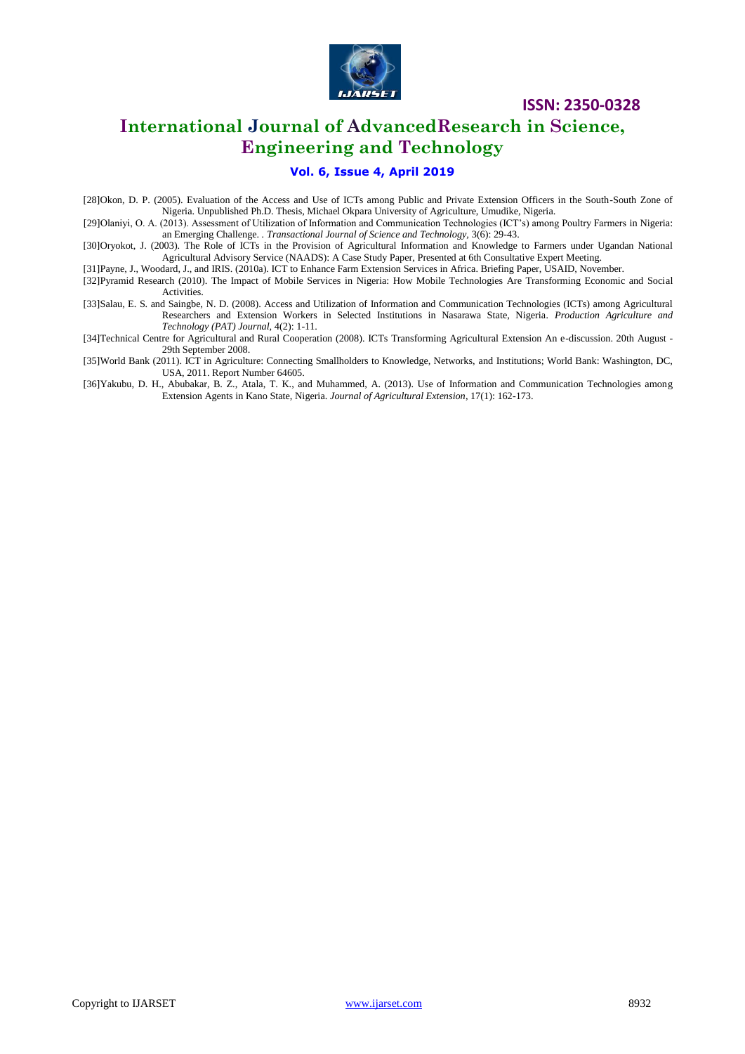[28]Okon, D. P. (2005). Evaluation of the Access and Use of ICTs among Public and Private Extension Officers in the South-South Zone of Nigeria. Unpublished Ph.D. Thesis, Michael Okpara University of Agriculture, Umudike, Nigeria.

[29]Olaniyi, O. A. (2013). Assessment of Utilization of Information and Communication Technologies (ICT's) among Poultry Farmers in Nigeria: an Emerging Challenge. . *Transactional Journal of Science and Technology*, 3(6): 29-43.

[30]Oryokot, J. (2003). The Role of ICTs in the Provision of Agricultural Information and Knowledge to Farmers under Ugandan National Agricultural Advisory Service (NAADS): A Case Study Paper, Presented at 6th Consultative Expert Meeting.

[31]Payne, J., Woodard, J., and IRIS. (2010a). ICT to Enhance Farm Extension Services in Africa. Briefing Paper, USAID, November.

[32]Pyramid Research (2010). The Impact of Mobile Services in Nigeria: How Mobile Technologies Are Transforming Economic and Social Activities.

[33]Salau, E. S. and Saingbe, N. D. (2008). Access and Utilization of Information and Communication Technologies (ICTs) among Agricultural Researchers and Extension Workers in Selected Institutions in Nasarawa State, Nigeria. *Production Agriculture and Technology (PAT) Journal*, 4(2): 1-11.

[34]Technical Centre for Agricultural and Rural Cooperation (2008). ICTs Transforming Agricultural Extension An e-discussion. 20th August - 29th September 2008.

[35]World Bank (2011). ICT in Agriculture: Connecting Smallholders to Knowledge, Networks, and Institutions; World Bank: Washington, DC, USA, 2011. Report Number 64605.

[36]Yakubu, D. H., Abubakar, B. Z., Atala, T. K., and Muhammed, A. (2013). Use of Information and Communication Technologies among Extension Agents in Kano State, Nigeria. *Journal of Agricultural Extension*, 17(1): 162-173.